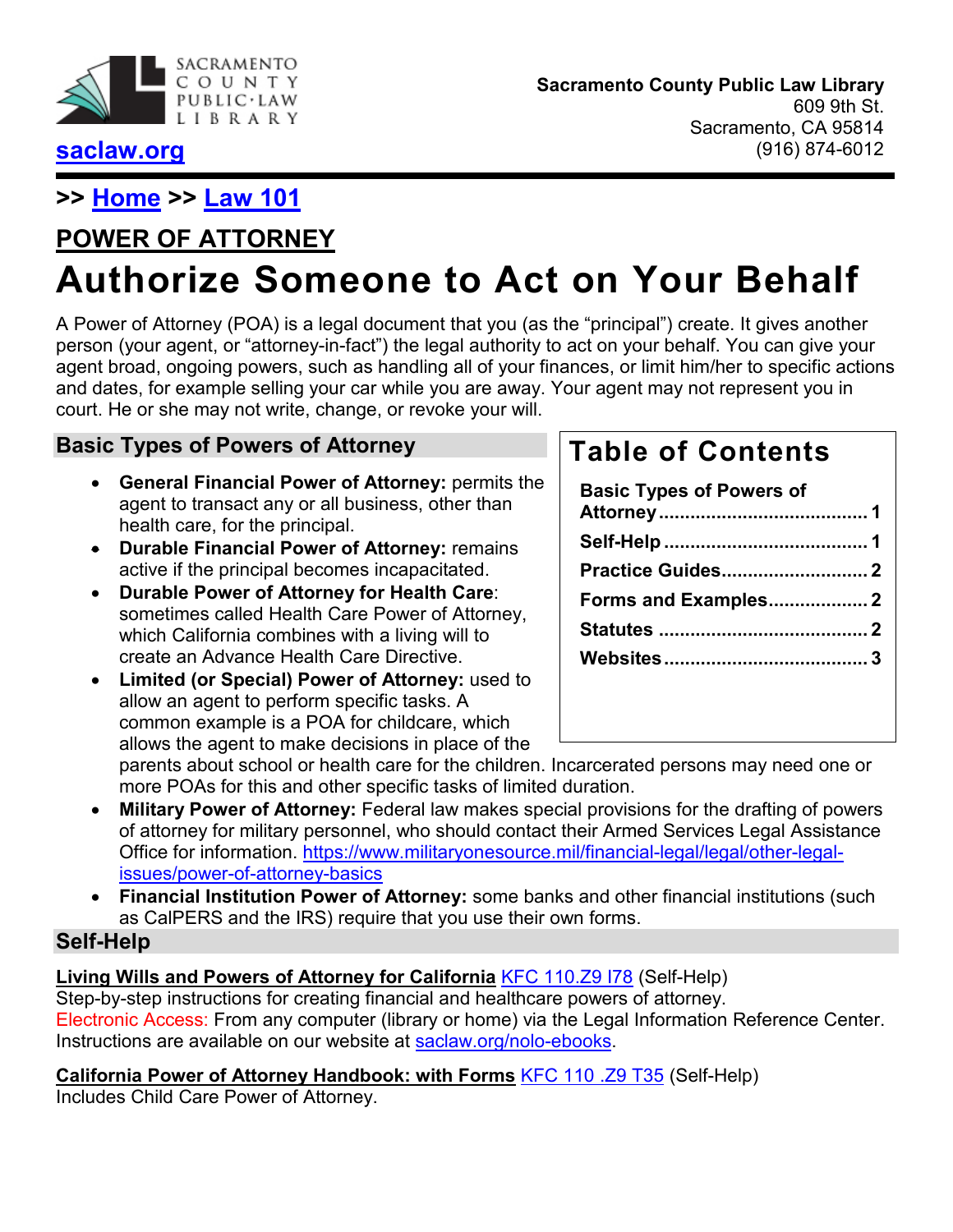SACRAMENTO COUNTY PUBLIC·LAW LIBRARY

[saclaw.org](saclaw.org)

**Sacramento County Public Law Library**
609 9th St.
Sacramento, CA 95814
(916) 874-6012

>> [Home](Home) >> [Law 101](Law 101)

## POWER OF ATTORNEY

# Authorize Someone to Act on Your Behalf

A Power of Attorney (POA) is a legal document that you (as the "principal") create. It gives another person (your agent, or "attorney-in-fact") the legal authority to act on your behalf. You can give your agent broad, ongoing powers, such as handling all of your finances, or limit him/her to specific actions and dates, for example selling your car while you are away. Your agent may not represent you in court. He or she may not write, change, or revoke your will.

## Table of Contents

- **Basic Types of Powers of Attorney** ........ 1
- **Self-Help** ........ 1
- **Practice Guides** ........ 2
- **Forms and Examples** ........ 2
- **Statutes** ........ 2
- **Websites** ........ 3

## Basic Types of Powers of Attorney

- **General Financial Power of Attorney:** permits the agent to transact any or all business, other than health care, for the principal.
- **Durable Financial Power of Attorney:** remains active if the principal becomes incapacitated.
- **Durable Power of Attorney for Health Care**: sometimes called Health Care Power of Attorney, which California combines with a living will to create an Advance Health Care Directive.
- **Limited (or Special) Power of Attorney:** used to allow an agent to perform specific tasks. A common example is a POA for childcare, which allows the agent to make decisions in place of the parents about school or health care for the children. Incarcerated persons may need one or more POAs for this and other specific tasks of limited duration.
- **Military Power of Attorney:** Federal law makes special provisions for the drafting of powers of attorney for military personnel, who should contact their Armed Services Legal Assistance Office for information. [https://www.militaryonesource.mil/financial-legal/legal/other-legal-issues/power-of-attorney-basics](https://www.militaryonesource.mil/financial-legal/legal/other-legal-issues/power-of-attorney-basics)
- **Financial Institution Power of Attorney:** some banks and other financial institutions (such as CalPERS and the IRS) require that you use their own forms.

## Self-Help

**Living Wills and Powers of Attorney for California** [KFC 110.Z9 I78](KFC 110.Z9 I78) (Self-Help)
Step-by-step instructions for creating financial and healthcare powers of attorney.
Electronic Access: From any computer (library or home) via the Legal Information Reference Center. Instructions are available on our website at [saclaw.org/nolo-ebooks](saclaw.org/nolo-ebooks).

**California Power of Attorney Handbook: with Forms** [KFC 110 .Z9 T35](KFC 110 .Z9 T35) (Self-Help)
Includes Child Care Power of Attorney.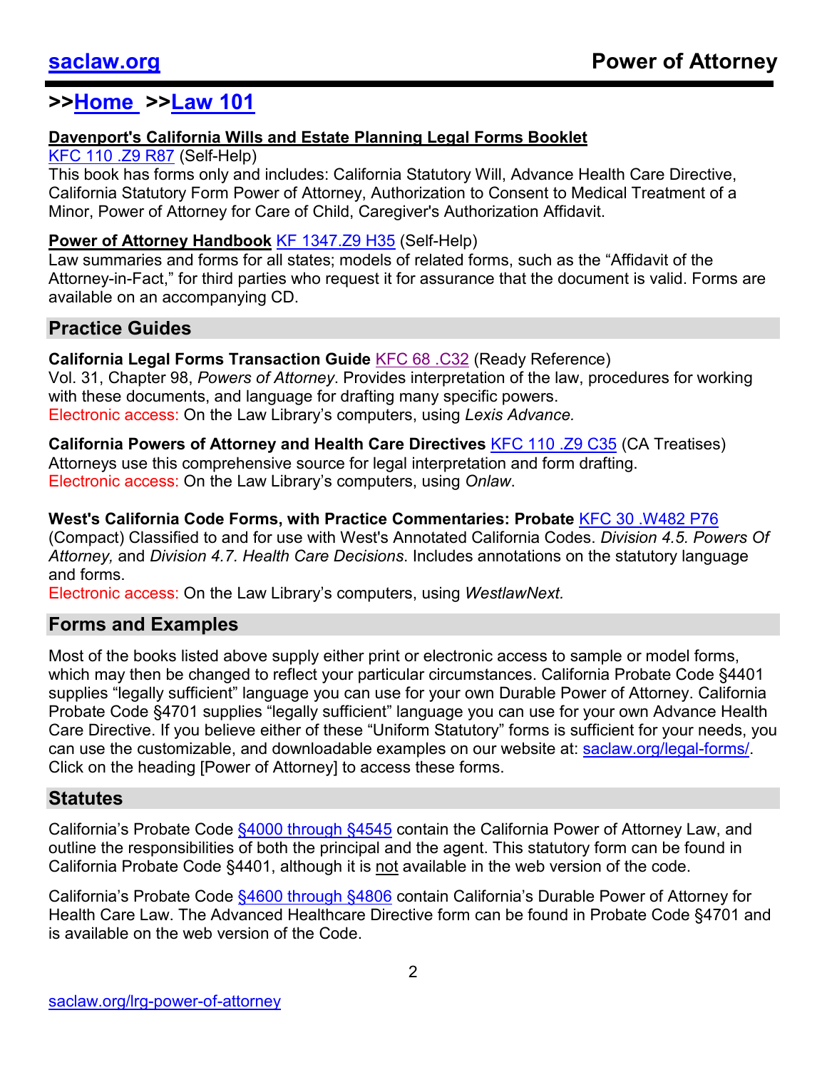## >>Home >>Law 101

**Davenport's California Wills and Estate Planning Legal Forms Booklet**
KFC 110 .Z9 R87 (Self-Help)
This book has forms only and includes: California Statutory Will, Advance Health Care Directive, California Statutory Form Power of Attorney, Authorization to Consent to Medical Treatment of a Minor, Power of Attorney for Care of Child, Caregiver's Authorization Affidavit.

**Power of Attorney Handbook** KF 1347.Z9 H35 (Self-Help)
Law summaries and forms for all states; models of related forms, such as the "Affidavit of the Attorney-in-Fact," for third parties who request it for assurance that the document is valid. Forms are available on an accompanying CD.

## Practice Guides

**California Legal Forms Transaction Guide** KFC 68 .C32 (Ready Reference)
Vol. 31, Chapter 98, *Powers of Attorney*. Provides interpretation of the law, procedures for working with these documents, and language for drafting many specific powers.
Electronic access: On the Law Library's computers, using *Lexis Advance.*

**California Powers of Attorney and Health Care Directives** KFC 110 .Z9 C35 (CA Treatises)
Attorneys use this comprehensive source for legal interpretation and form drafting.
Electronic access: On the Law Library's computers, using *Onlaw*.

**West's California Code Forms, with Practice Commentaries: Probate** KFC 30 .W482 P76 (Compact) Classified to and for use with West's Annotated California Codes. *Division 4.5. Powers Of Attorney,* and *Division 4.7. Health Care Decisions*. Includes annotations on the statutory language and forms.
Electronic access: On the Law Library's computers, using *WestlawNext.*

## Forms and Examples

Most of the books listed above supply either print or electronic access to sample or model forms, which may then be changed to reflect your particular circumstances. California Probate Code §4401 supplies "legally sufficient" language you can use for your own Durable Power of Attorney. California Probate Code §4701 supplies "legally sufficient" language you can use for your own Advance Health Care Directive. If you believe either of these "Uniform Statutory" forms is sufficient for your needs, you can use the customizable, and downloadable examples on our website at: saclaw.org/legal-forms/. Click on the heading [Power of Attorney] to access these forms.

## Statutes

California's Probate Code §4000 through §4545 contain the California Power of Attorney Law, and outline the responsibilities of both the principal and the agent. This statutory form can be found in California Probate Code §4401, although it is not available in the web version of the code.

California's Probate Code §4600 through §4806 contain California's Durable Power of Attorney for Health Care Law. The Advanced Healthcare Directive form can be found in Probate Code §4701 and is available on the web version of the Code.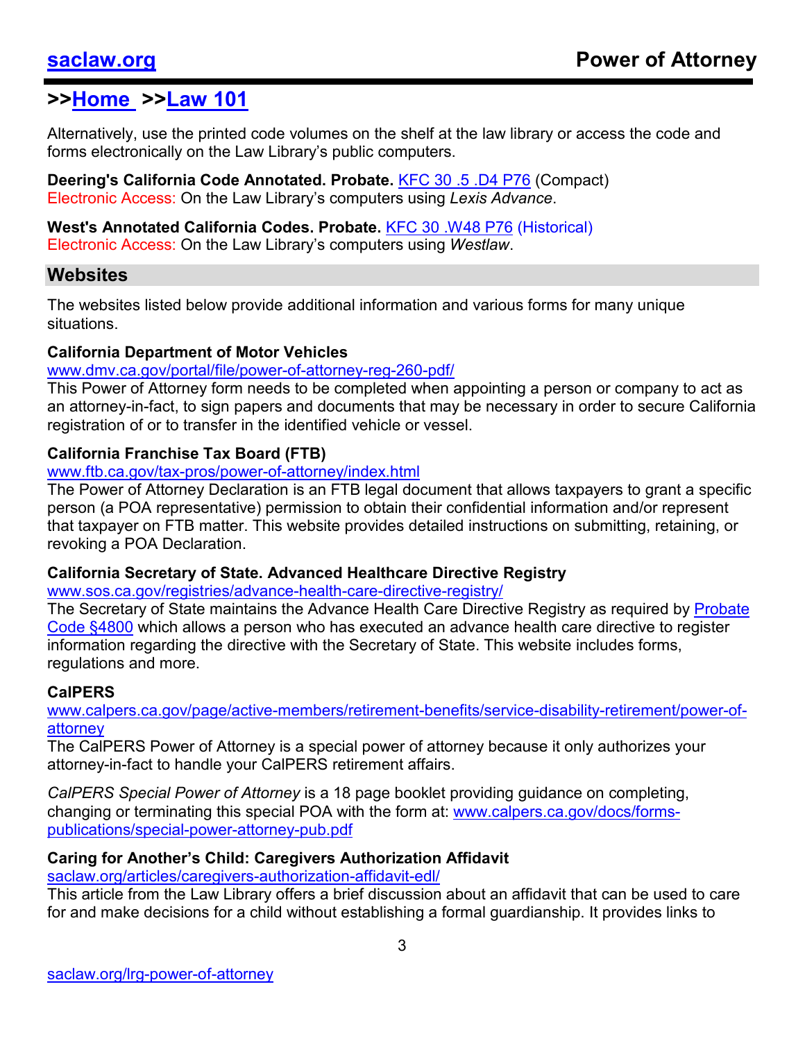Alternatively, use the printed code volumes on the shelf at the law library or access the code and forms electronically on the Law Library's public computers.

**Deering's California Code Annotated. Probate.** [KFC 30 .5 .D4 P76](#) (Compact)
Electronic Access: On the Law Library's computers using *Lexis Advance*.

**West's Annotated California Codes. Probate.** [KFC 30 .W48 P76](#) (Historical)
Electronic Access: On the Law Library's computers using *Westlaw*.

## Websites

The websites listed below provide additional information and various forms for many unique situations.

### California Department of Motor Vehicles

www.dmv.ca.gov/portal/file/power-of-attorney-reg-260-pdf/
This Power of Attorney form needs to be completed when appointing a person or company to act as an attorney-in-fact, to sign papers and documents that may be necessary in order to secure California registration of or to transfer in the identified vehicle or vessel.

### California Franchise Tax Board (FTB)

www.ftb.ca.gov/tax-pros/power-of-attorney/index.html
The Power of Attorney Declaration is an FTB legal document that allows taxpayers to grant a specific person (a POA representative) permission to obtain their confidential information and/or represent that taxpayer on FTB matter. This website provides detailed instructions on submitting, retaining, or revoking a POA Declaration.

### California Secretary of State. Advanced Healthcare Directive Registry

www.sos.ca.gov/registries/advance-health-care-directive-registry/
The Secretary of State maintains the Advance Health Care Directive Registry as required by Probate Code §4800 which allows a person who has executed an advance health care directive to register information regarding the directive with the Secretary of State. This website includes forms, regulations and more.

### CalPERS

www.calpers.ca.gov/page/active-members/retirement-benefits/service-disability-retirement/power-of-attorney
The CalPERS Power of Attorney is a special power of attorney because it only authorizes your attorney-in-fact to handle your CalPERS retirement affairs.

*CalPERS Special Power of Attorney* is a 18 page booklet providing guidance on completing, changing or terminating this special POA with the form at: www.calpers.ca.gov/docs/forms-publications/special-power-attorney-pub.pdf

### Caring for Another's Child: Caregivers Authorization Affidavit

saclaw.org/articles/caregivers-authorization-affidavit-edl/
This article from the Law Library offers a brief discussion about an affidavit that can be used to care for and make decisions for a child without establishing a formal guardianship. It provides links to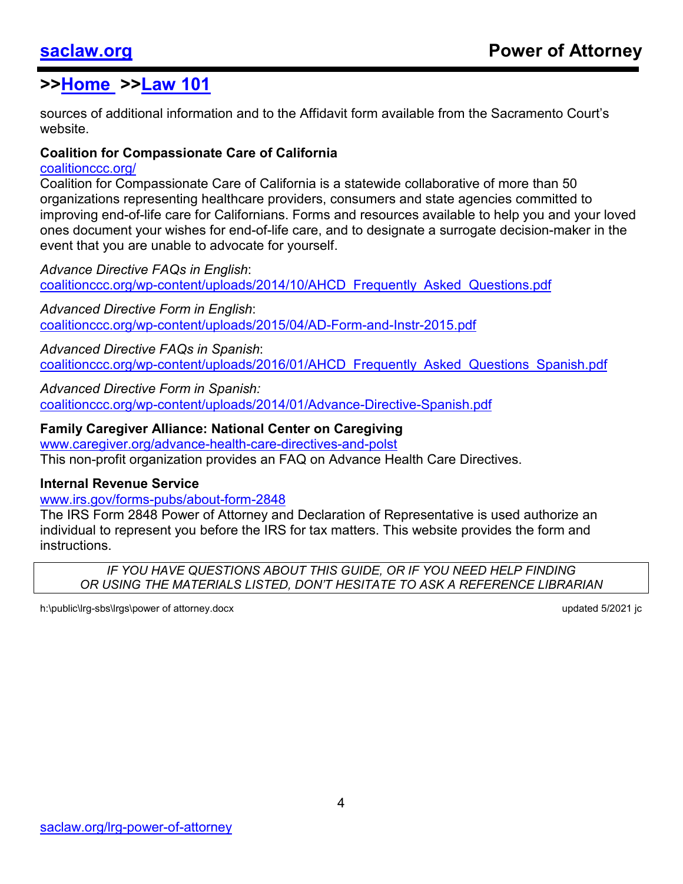sources of additional information and to the Affidavit form available from the Sacramento Court's website.

**Coalition for Compassionate Care of California**
coalitionccc.org/
Coalition for Compassionate Care of California is a statewide collaborative of more than 50 organizations representing healthcare providers, consumers and state agencies committed to improving end-of-life care for Californians. Forms and resources available to help you and your loved ones document your wishes for end-of-life care, and to designate a surrogate decision-maker in the event that you are unable to advocate for yourself.

*Advance Directive FAQs in English*:
coalitionccc.org/wp-content/uploads/2014/10/AHCD_Frequently_Asked_Questions.pdf

*Advanced Directive Form in English*:
coalitionccc.org/wp-content/uploads/2015/04/AD-Form-and-Instr-2015.pdf

*Advanced Directive FAQs in Spanish*:
coalitionccc.org/wp-content/uploads/2016/01/AHCD_Frequently_Asked_Questions_Spanish.pdf

*Advanced Directive Form in Spanish:*
coalitionccc.org/wp-content/uploads/2014/01/Advance-Directive-Spanish.pdf

**Family Caregiver Alliance: National Center on Caregiving**
www.caregiver.org/advance-health-care-directives-and-polst
This non-profit organization provides an FAQ on Advance Health Care Directives.

**Internal Revenue Service**
www.irs.gov/forms-pubs/about-form-2848
The IRS Form 2848 Power of Attorney and Declaration of Representative is used authorize an individual to represent you before the IRS for tax matters. This website provides the form and instructions.

*IF YOU HAVE QUESTIONS ABOUT THIS GUIDE, OR IF YOU NEED HELP FINDING OR USING THE MATERIALS LISTED, DON'T HESITATE TO ASK A REFERENCE LIBRARIAN*

h:\public\lrg-sbs\lrgs\power of attorney.docx updated 5/2021 jc